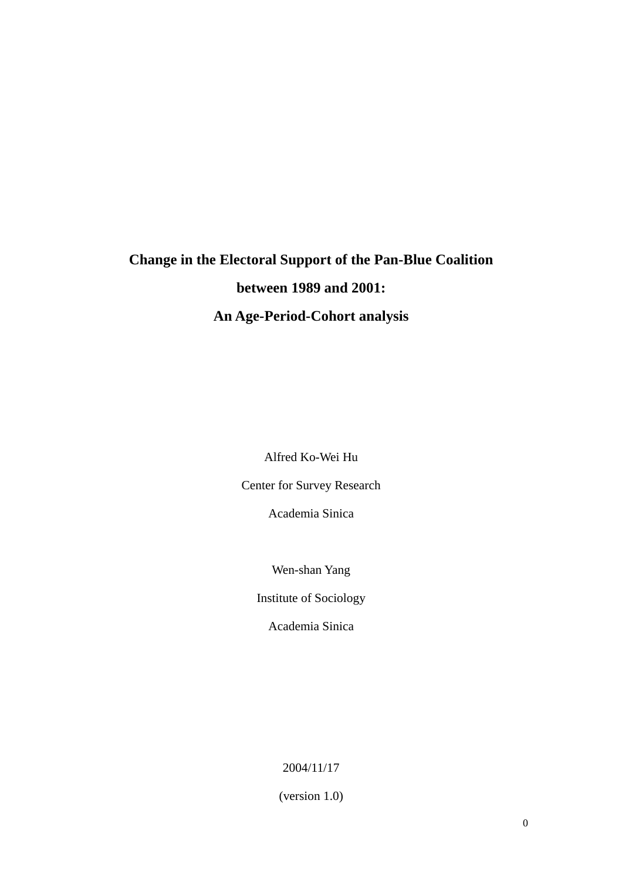# Change in the Electoral Support of the Pan-Blue Coalition between 1989 and 2001: An Age-Period-Cohort analysis

Alfred Ko-Wei Hu

Center for Survey Research

Academia Sinica

Wen-shan Yang

Institute of Sociology

Academia Sinica

2004/11/17

(version 1.0)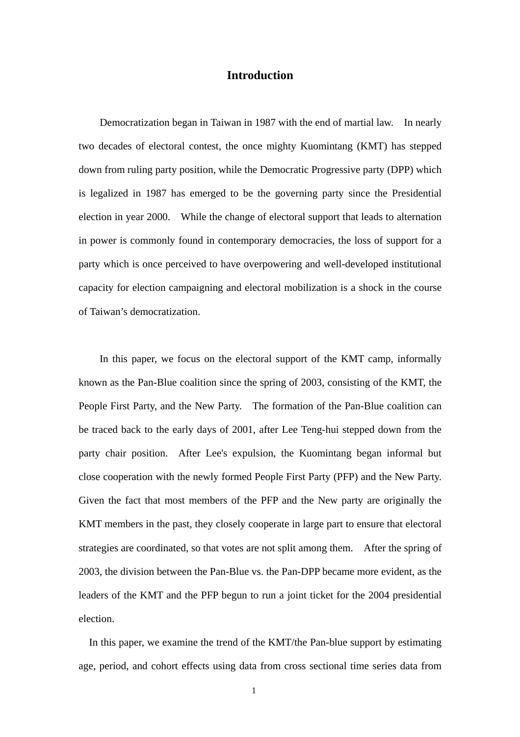# Introduction

Democratization began in Taiwan in 1987 with the end of martial law. In nearly two decades of electoral contest, the once mighty Kuomintang (KMT) has stepped down from ruling party position, while the Democratic Progressive party (DPP) which is legalized in 1987 has emerged to be the governing party since the Presidential election in year 2000. While the change of electoral support that leads to alternation in power is commonly found in contemporary democracies, the loss of support for a party which is once perceived to have overpowering and well-developed institutional capacity for election campaigning and electoral mobilization is a shock in the course of Taiwan's democratization.

In this paper, we focus on the electoral support of the KMT camp, informally known as the Pan-Blue coalition since the spring of 2003, consisting of the KMT, the People First Party, and the New Party. The formation of the Pan-Blue coalition can be traced back to the early days of 2001, after Lee Teng-hui stepped down from the party chair position. After Lee's expulsion, the Kuomintang began informal but close cooperation with the newly formed People First Party (PFP) and the New Party. Given the fact that most members of the PFP and the New party are originally the KMT members in the past, they closely cooperate in large part to ensure that electoral strategies are coordinated, so that votes are not split among them. After the spring of 2003, the division between the Pan-Blue vs. the Pan-DPP became more evident, as the leaders of the KMT and the PFP begun to run a joint ticket for the 2004 presidential election.

In this paper, we examine the trend of the KMT/the Pan-blue support by estimating age, period, and cohort effects using data from cross sectional time series data from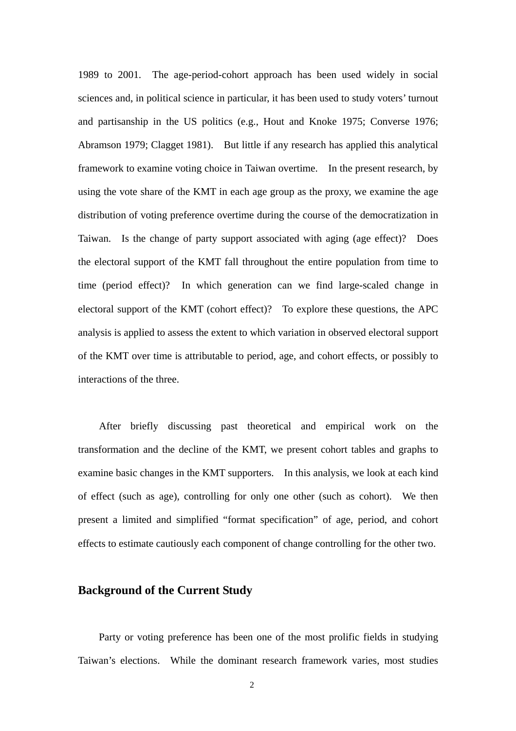1989 to 2001. The age-period-cohort approach has been used widely in social sciences and, in political science in particular, it has been used to study voters' turnout and partisanship in the US politics (e.g., Hout and Knoke 1975; Converse 1976; Abramson 1979; Clagget 1981). But little if any research has applied this analytical framework to examine voting choice in Taiwan overtime. In the present research, by using the vote share of the KMT in each age group as the proxy, we examine the age distribution of voting preference overtime during the course of the democratization in Taiwan. Is the change of party support associated with aging (age effect)? Does the electoral support of the KMT fall throughout the entire population from time to time (period effect)? In which generation can we find large-scaled change in electoral support of the KMT (cohort effect)? To explore these questions, the APC analysis is applied to assess the extent to which variation in observed electoral support of the KMT over time is attributable to period, age, and cohort effects, or possibly to interactions of the three.

After briefly discussing past theoretical and empirical work on the transformation and the decline of the KMT, we present cohort tables and graphs to examine basic changes in the KMT supporters. In this analysis, we look at each kind of effect (such as age), controlling for only one other (such as cohort). We then present a limited and simplified "format specification" of age, period, and cohort effects to estimate cautiously each component of change controlling for the other two.

## Background of the Current Study

Party or voting preference has been one of the most prolific fields in studying Taiwan's elections. While the dominant research framework varies, most studies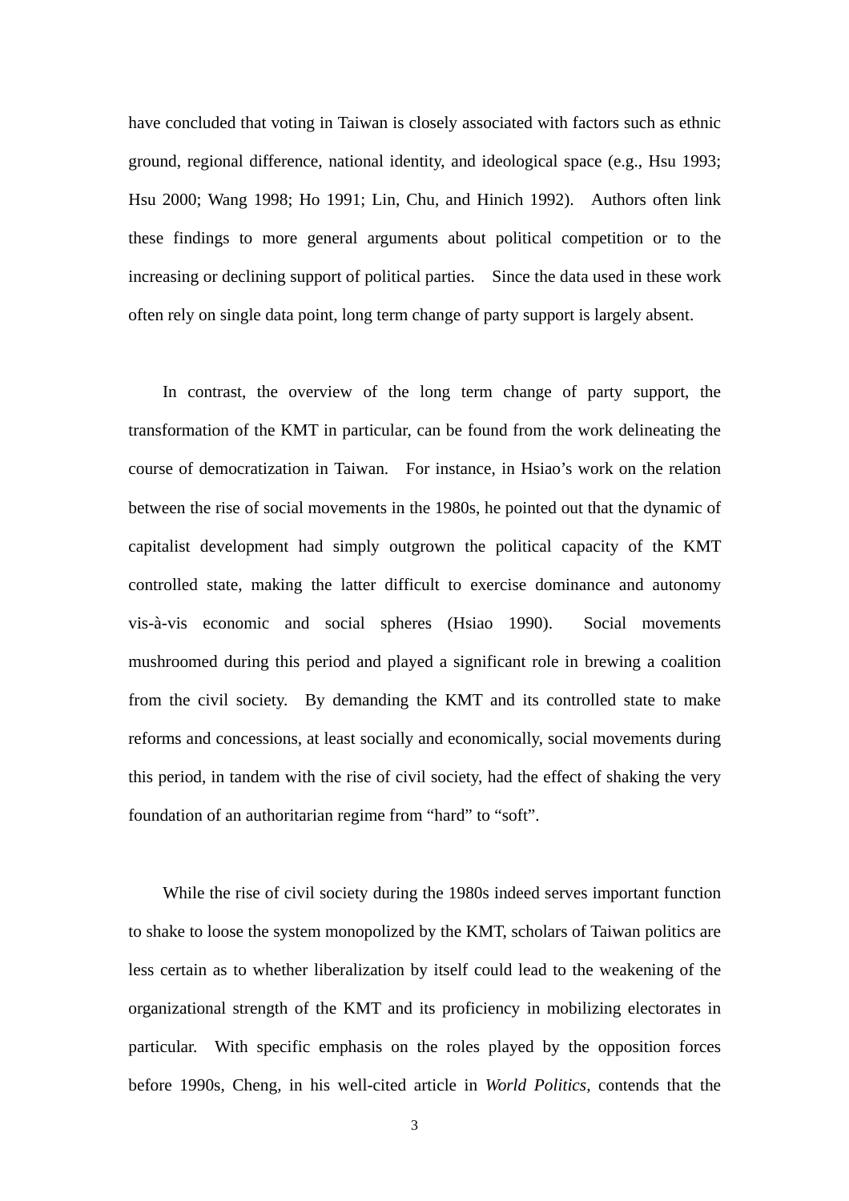have concluded that voting in Taiwan is closely associated with factors such as ethnic ground, regional difference, national identity, and ideological space (e.g., Hsu 1993; Hsu 2000; Wang 1998; Ho 1991; Lin, Chu, and Hinich 1992). Authors often link these findings to more general arguments about political competition or to the increasing or declining support of political parties. Since the data used in these work often rely on single data point, long term change of party support is largely absent.

In contrast, the overview of the long term change of party support, the transformation of the KMT in particular, can be found from the work delineating the course of democratization in Taiwan. For instance, in Hsiao's work on the relation between the rise of social movements in the 1980s, he pointed out that the dynamic of capitalist development had simply outgrown the political capacity of the KMT controlled state, making the latter difficult to exercise dominance and autonomy vis-à-vis economic and social spheres (Hsiao 1990). Social movements mushroomed during this period and played a significant role in brewing a coalition from the civil society. By demanding the KMT and its controlled state to make reforms and concessions, at least socially and economically, social movements during this period, in tandem with the rise of civil society, had the effect of shaking the very foundation of an authoritarian regime from "hard" to "soft".

While the rise of civil society during the 1980s indeed serves important function to shake to loose the system monopolized by the KMT, scholars of Taiwan politics are less certain as to whether liberalization by itself could lead to the weakening of the organizational strength of the KMT and its proficiency in mobilizing electorates in particular. With specific emphasis on the roles played by the opposition forces before 1990s, Cheng, in his well-cited article in *World Politics*, contends that the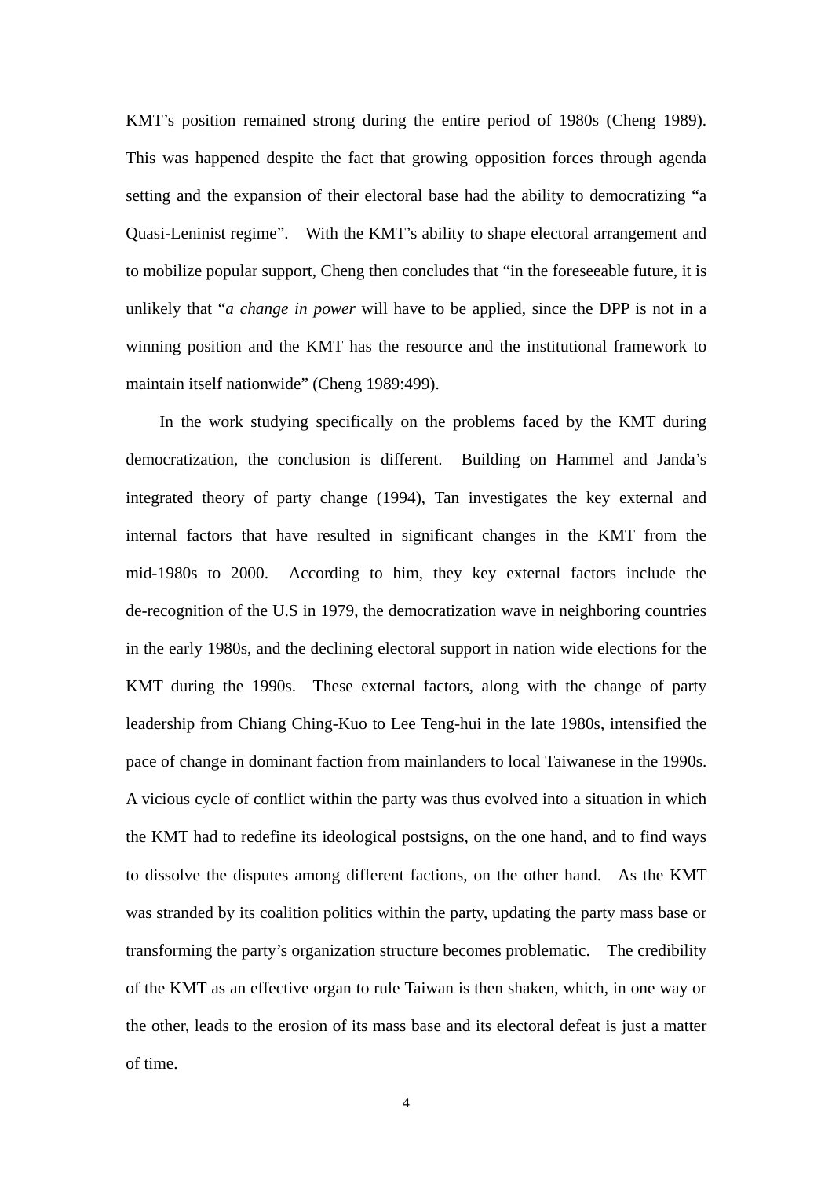KMT's position remained strong during the entire period of 1980s (Cheng 1989). This was happened despite the fact that growing opposition forces through agenda setting and the expansion of their electoral base had the ability to democratizing "a Quasi-Leninist regime". With the KMT's ability to shape electoral arrangement and to mobilize popular support, Cheng then concludes that "in the foreseeable future, it is unlikely that "*a change in power* will have to be applied, since the DPP is not in a winning position and the KMT has the resource and the institutional framework to maintain itself nationwide" (Cheng 1989:499).

In the work studying specifically on the problems faced by the KMT during democratization, the conclusion is different. Building on Hammel and Janda's integrated theory of party change (1994), Tan investigates the key external and internal factors that have resulted in significant changes in the KMT from the mid-1980s to 2000. According to him, they key external factors include the de-recognition of the U.S in 1979, the democratization wave in neighboring countries in the early 1980s, and the declining electoral support in nation wide elections for the KMT during the 1990s. These external factors, along with the change of party leadership from Chiang Ching-Kuo to Lee Teng-hui in the late 1980s, intensified the pace of change in dominant faction from mainlanders to local Taiwanese in the 1990s. A vicious cycle of conflict within the party was thus evolved into a situation in which the KMT had to redefine its ideological postsigns, on the one hand, and to find ways to dissolve the disputes among different factions, on the other hand. As the KMT was stranded by its coalition politics within the party, updating the party mass base or transforming the party's organization structure becomes problematic. The credibility of the KMT as an effective organ to rule Taiwan is then shaken, which, in one way or the other, leads to the erosion of its mass base and its electoral defeat is just a matter of time.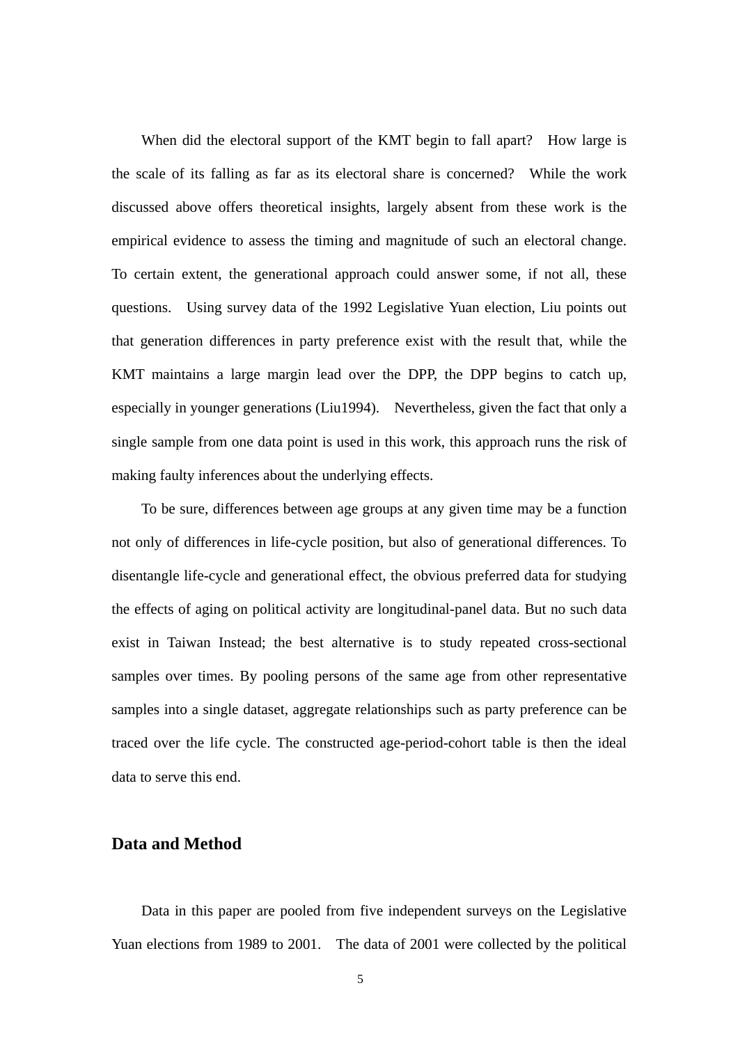When did the electoral support of the KMT begin to fall apart? How large is the scale of its falling as far as its electoral share is concerned? While the work discussed above offers theoretical insights, largely absent from these work is the empirical evidence to assess the timing and magnitude of such an electoral change. To certain extent, the generational approach could answer some, if not all, these questions. Using survey data of the 1992 Legislative Yuan election, Liu points out that generation differences in party preference exist with the result that, while the KMT maintains a large margin lead over the DPP, the DPP begins to catch up, especially in younger generations (Liu1994). Nevertheless, given the fact that only a single sample from one data point is used in this work, this approach runs the risk of making faulty inferences about the underlying effects.

To be sure, differences between age groups at any given time may be a function not only of differences in life-cycle position, but also of generational differences. To disentangle life-cycle and generational effect, the obvious preferred data for studying the effects of aging on political activity are longitudinal-panel data. But no such data exist in Taiwan Instead; the best alternative is to study repeated cross-sectional samples over times. By pooling persons of the same age from other representative samples into a single dataset, aggregate relationships such as party preference can be traced over the life cycle. The constructed age-period-cohort table is then the ideal data to serve this end.

## Data and Method

Data in this paper are pooled from five independent surveys on the Legislative Yuan elections from 1989 to 2001. The data of 2001 were collected by the political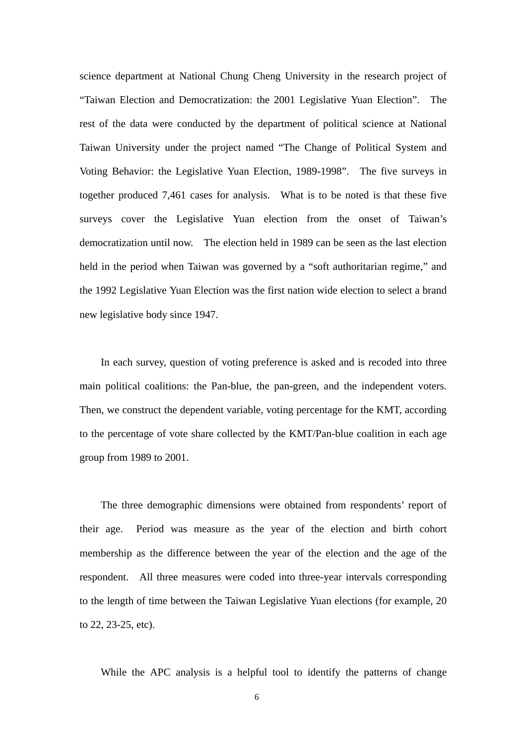science department at National Chung Cheng University in the research project of "Taiwan Election and Democratization: the 2001 Legislative Yuan Election". The rest of the data were conducted by the department of political science at National Taiwan University under the project named "The Change of Political System and Voting Behavior: the Legislative Yuan Election, 1989-1998". The five surveys in together produced 7,461 cases for analysis. What is to be noted is that these five surveys cover the Legislative Yuan election from the onset of Taiwan's democratization until now. The election held in 1989 can be seen as the last election held in the period when Taiwan was governed by a "soft authoritarian regime," and the 1992 Legislative Yuan Election was the first nation wide election to select a brand new legislative body since 1947.

In each survey, question of voting preference is asked and is recoded into three main political coalitions: the Pan-blue, the pan-green, and the independent voters. Then, we construct the dependent variable, voting percentage for the KMT, according to the percentage of vote share collected by the KMT/Pan-blue coalition in each age group from 1989 to 2001.

The three demographic dimensions were obtained from respondents' report of their age. Period was measure as the year of the election and birth cohort membership as the difference between the year of the election and the age of the respondent. All three measures were coded into three-year intervals corresponding to the length of time between the Taiwan Legislative Yuan elections (for example, 20 to 22, 23-25, etc).

While the APC analysis is a helpful tool to identify the patterns of change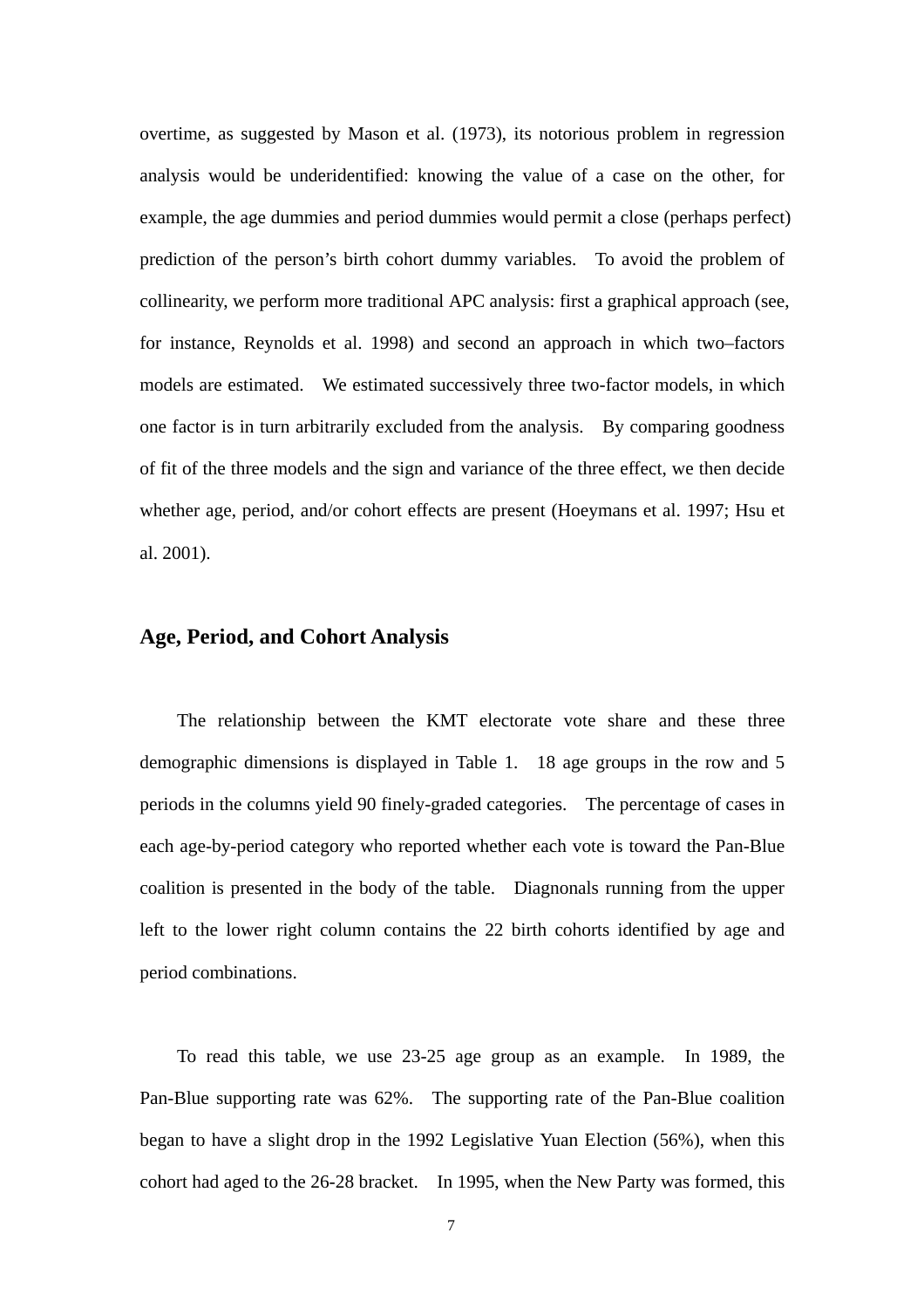overtime, as suggested by Mason et al. (1973), its notorious problem in regression analysis would be underidentified: knowing the value of a case on the other, for example, the age dummies and period dummies would permit a close (perhaps perfect) prediction of the person's birth cohort dummy variables. To avoid the problem of collinearity, we perform more traditional APC analysis: first a graphical approach (see, for instance, Reynolds et al. 1998) and second an approach in which two–factors models are estimated. We estimated successively three two-factor models, in which one factor is in turn arbitrarily excluded from the analysis. By comparing goodness of fit of the three models and the sign and variance of the three effect, we then decide whether age, period, and/or cohort effects are present (Hoeymans et al. 1997; Hsu et al. 2001).

## Age, Period, and Cohort Analysis

The relationship between the KMT electorate vote share and these three demographic dimensions is displayed in Table 1. 18 age groups in the row and 5 periods in the columns yield 90 finely-graded categories. The percentage of cases in each age-by-period category who reported whether each vote is toward the Pan-Blue coalition is presented in the body of the table. Diagnonals running from the upper left to the lower right column contains the 22 birth cohorts identified by age and period combinations.

To read this table, we use 23-25 age group as an example. In 1989, the Pan-Blue supporting rate was 62%. The supporting rate of the Pan-Blue coalition began to have a slight drop in the 1992 Legislative Yuan Election (56%), when this cohort had aged to the 26-28 bracket. In 1995, when the New Party was formed, this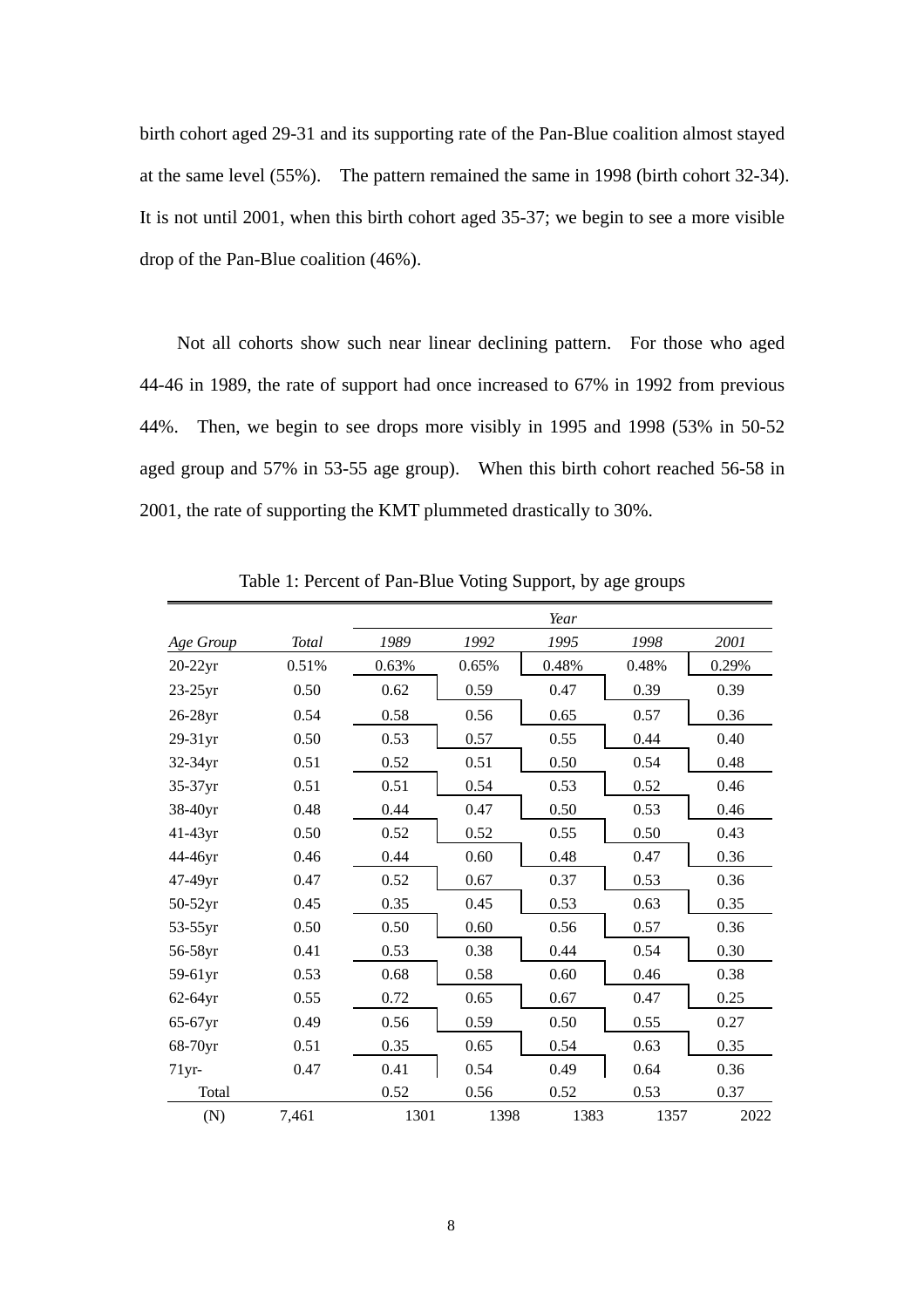birth cohort aged 29-31 and its supporting rate of the Pan-Blue coalition almost stayed at the same level (55%). The pattern remained the same in 1998 (birth cohort 32-34). It is not until 2001, when this birth cohort aged 35-37; we begin to see a more visible drop of the Pan-Blue coalition (46%).

Not all cohorts show such near linear declining pattern. For those who aged 44-46 in 1989, the rate of support had once increased to 67% in 1992 from previous 44%. Then, we begin to see drops more visibly in 1995 and 1998 (53% in 50-52 aged group and 57% in 53-55 age group). When this birth cohort reached 56-58 in 2001, the rate of supporting the KMT plummeted drastically to 30%.

Table 1: Percent of Pan-Blue Voting Support, by age groups

| | | *Year* | | | | |
|---|---|---|---|---|---|---|
| *Age Group* | *Total* | *1989* | *1992* | *1995* | *1998* | *2001* |
| 20-22yr | 0.51% | 0.63% | 0.65% | 0.48% | 0.48% | 0.29% |
| 23-25yr | 0.50 | 0.62 | 0.59 | 0.47 | 0.39 | 0.39 |
| 26-28yr | 0.54 | 0.58 | 0.56 | 0.65 | 0.57 | 0.36 |
| 29-31yr | 0.50 | 0.53 | 0.57 | 0.55 | 0.44 | 0.40 |
| 32-34yr | 0.51 | 0.52 | 0.51 | 0.50 | 0.54 | 0.48 |
| 35-37yr | 0.51 | 0.51 | 0.54 | 0.53 | 0.52 | 0.46 |
| 38-40yr | 0.48 | 0.44 | 0.47 | 0.50 | 0.53 | 0.46 |
| 41-43yr | 0.50 | 0.52 | 0.52 | 0.55 | 0.50 | 0.43 |
| 44-46yr | 0.46 | 0.44 | 0.60 | 0.48 | 0.47 | 0.36 |
| 47-49yr | 0.47 | 0.52 | 0.67 | 0.37 | 0.53 | 0.36 |
| 50-52yr | 0.45 | 0.35 | 0.45 | 0.53 | 0.63 | 0.35 |
| 53-55yr | 0.50 | 0.50 | 0.60 | 0.56 | 0.57 | 0.36 |
| 56-58yr | 0.41 | 0.53 | 0.38 | 0.44 | 0.54 | 0.30 |
| 59-61yr | 0.53 | 0.68 | 0.58 | 0.60 | 0.46 | 0.38 |
| 62-64yr | 0.55 | 0.72 | 0.65 | 0.67 | 0.47 | 0.25 |
| 65-67yr | 0.49 | 0.56 | 0.59 | 0.50 | 0.55 | 0.27 |
| 68-70yr | 0.51 | 0.35 | 0.65 | 0.54 | 0.63 | 0.35 |
| 71yr- | 0.47 | 0.41 | 0.54 | 0.49 | 0.64 | 0.36 |
| Total | | 0.52 | 0.56 | 0.52 | 0.53 | 0.37 |
| (N) | 7,461 | 1301 | 1398 | 1383 | 1357 | 2022 |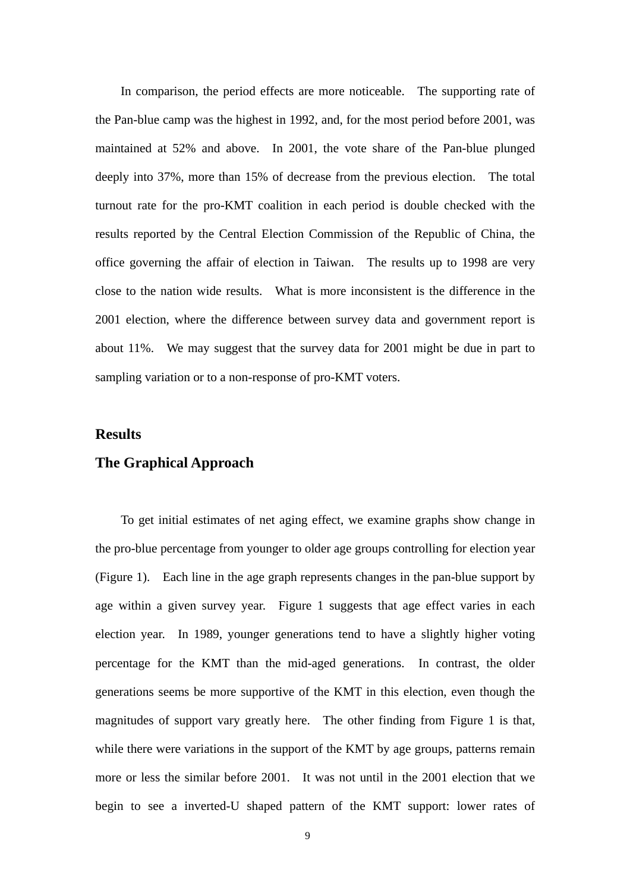In comparison, the period effects are more noticeable. The supporting rate of the Pan-blue camp was the highest in 1992, and, for the most period before 2001, was maintained at 52% and above. In 2001, the vote share of the Pan-blue plunged deeply into 37%, more than 15% of decrease from the previous election. The total turnout rate for the pro-KMT coalition in each period is double checked with the results reported by the Central Election Commission of the Republic of China, the office governing the affair of election in Taiwan. The results up to 1998 are very close to the nation wide results. What is more inconsistent is the difference in the 2001 election, where the difference between survey data and government report is about 11%. We may suggest that the survey data for 2001 might be due in part to sampling variation or to a non-response of pro-KMT voters.

## Results

### The Graphical Approach

To get initial estimates of net aging effect, we examine graphs show change in the pro-blue percentage from younger to older age groups controlling for election year (Figure 1). Each line in the age graph represents changes in the pan-blue support by age within a given survey year. Figure 1 suggests that age effect varies in each election year. In 1989, younger generations tend to have a slightly higher voting percentage for the KMT than the mid-aged generations. In contrast, the older generations seems be more supportive of the KMT in this election, even though the magnitudes of support vary greatly here. The other finding from Figure 1 is that, while there were variations in the support of the KMT by age groups, patterns remain more or less the similar before 2001. It was not until in the 2001 election that we begin to see a inverted-U shaped pattern of the KMT support: lower rates of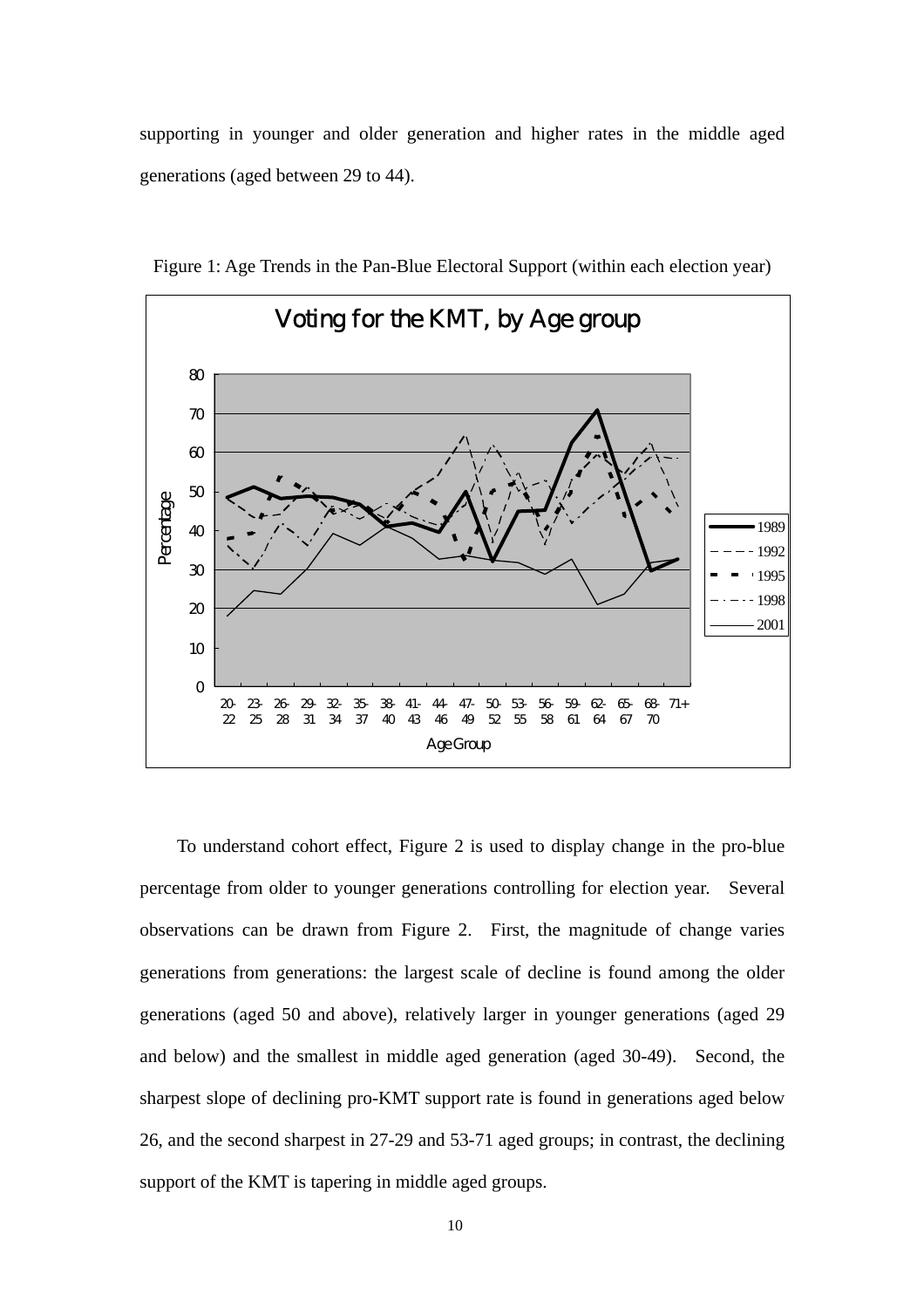supporting in younger and older generation and higher rates in the middle aged generations (aged between 29 to 44).

Figure 1: Age Trends in the Pan-Blue Electoral Support (within each election year)

To understand cohort effect, Figure 2 is used to display change in the pro-blue percentage from older to younger generations controlling for election year. Several observations can be drawn from Figure 2. First, the magnitude of change varies generations from generations: the largest scale of decline is found among the older generations (aged 50 and above), relatively larger in younger generations (aged 29 and below) and the smallest in middle aged generation (aged 30-49). Second, the sharpest slope of declining pro-KMT support rate is found in generations aged below 26, and the second sharpest in 27-29 and 53-71 aged groups; in contrast, the declining support of the KMT is tapering in middle aged groups.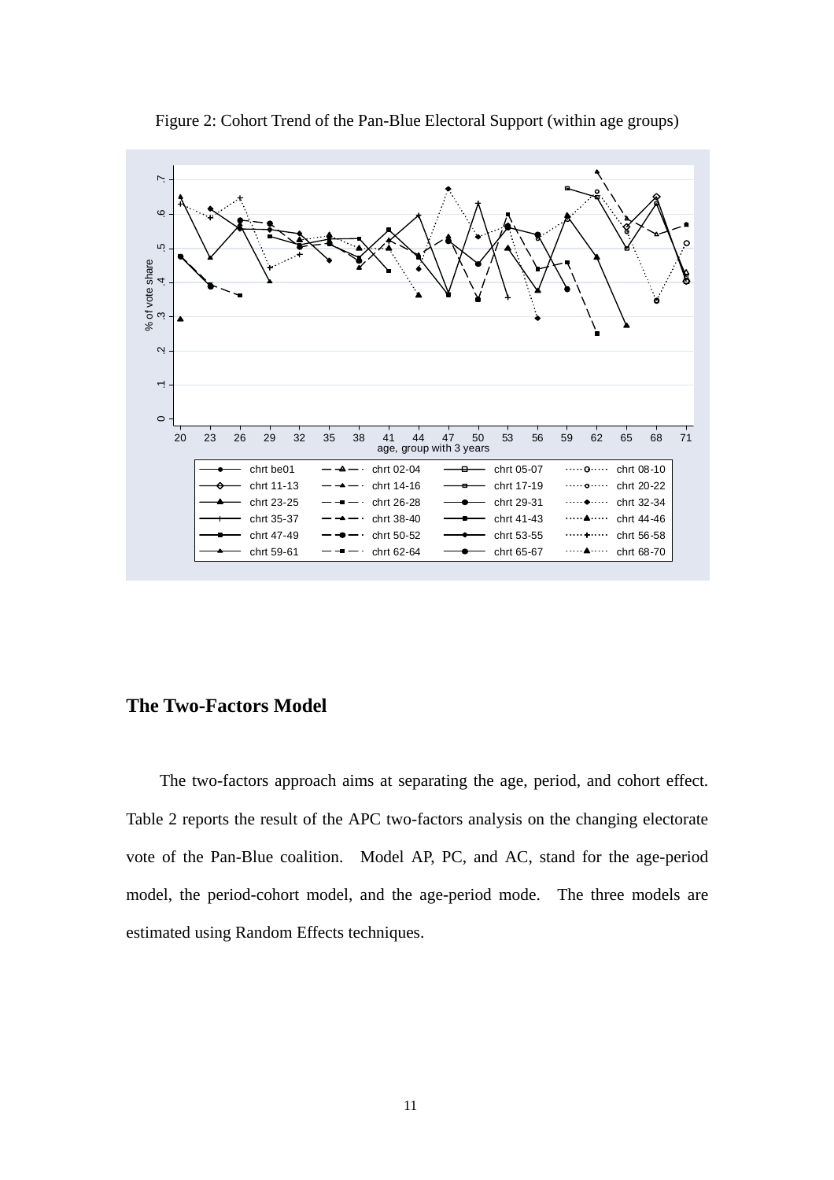Figure 2: Cohort Trend of the Pan-Blue Electoral Support (within age groups)

## The Two-Factors Model

The two-factors approach aims at separating the age, period, and cohort effect. Table 2 reports the result of the APC two-factors analysis on the changing electorate vote of the Pan-Blue coalition. Model AP, PC, and AC, stand for the age-period model, the period-cohort model, and the age-period mode. The three models are estimated using Random Effects techniques.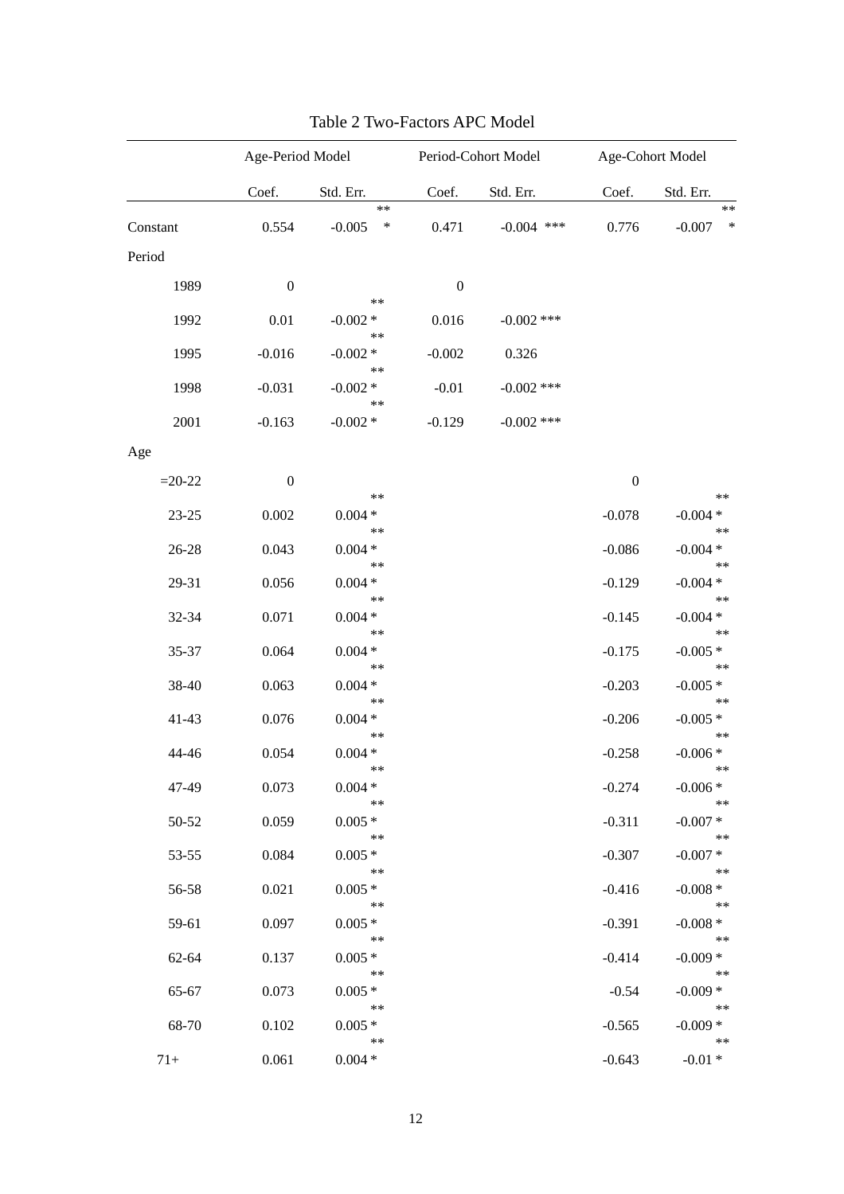Table 2 Two-Factors APC Model

| | Age-Period Model | | Period-Cohort Model | | Age-Cohort Model | |
|---|---|---|---|---|---|---|
| | Coef. | Std. Err. | Coef. | Std. Err. | Coef. | Std. Err. |
| Constant | 0.554 | -0.005 *** | 0.471 | -0.004 *** | 0.776 | -0.007 *** |
| Period | | | | | | |
| 1989 | 0 | | 0 | | | |
| 1992 | 0.01 | -0.002 *** | 0.016 | -0.002 *** | | |
| 1995 | -0.016 | -0.002 *** | -0.002 | 0.326 | | |
| 1998 | -0.031 | -0.002 *** | -0.01 | -0.002 *** | | |
| 2001 | -0.163 | -0.002 *** | -0.129 | -0.002 *** | | |
| Age | | | | | | |
| =20-22 | 0 | | | | 0 | |
| 23-25 | 0.002 | 0.004 *** | | | -0.078 | -0.004 *** |
| 26-28 | 0.043 | 0.004 *** | | | -0.086 | -0.004 *** |
| 29-31 | 0.056 | 0.004 *** | | | -0.129 | -0.004 *** |
| 32-34 | 0.071 | 0.004 *** | | | -0.145 | -0.004 *** |
| 35-37 | 0.064 | 0.004 *** | | | -0.175 | -0.005 *** |
| 38-40 | 0.063 | 0.004 *** | | | -0.203 | -0.005 *** |
| 41-43 | 0.076 | 0.004 *** | | | -0.206 | -0.005 *** |
| 44-46 | 0.054 | 0.004 *** | | | -0.258 | -0.006 *** |
| 47-49 | 0.073 | 0.004 *** | | | -0.274 | -0.006 *** |
| 50-52 | 0.059 | 0.005 *** | | | -0.311 | -0.007 *** |
| 53-55 | 0.084 | 0.005 *** | | | -0.307 | -0.007 *** |
| 56-58 | 0.021 | 0.005 *** | | | -0.416 | -0.008 *** |
| 59-61 | 0.097 | 0.005 *** | | | -0.391 | -0.008 *** |
| 62-64 | 0.137 | 0.005 *** | | | -0.414 | -0.009 *** |
| 65-67 | 0.073 | 0.005 *** | | | -0.54 | -0.009 *** |
| 68-70 | 0.102 | 0.005 *** | | | -0.565 | -0.009 *** |
| 71+ | 0.061 | 0.004 *** | | | -0.643 | -0.01 *** |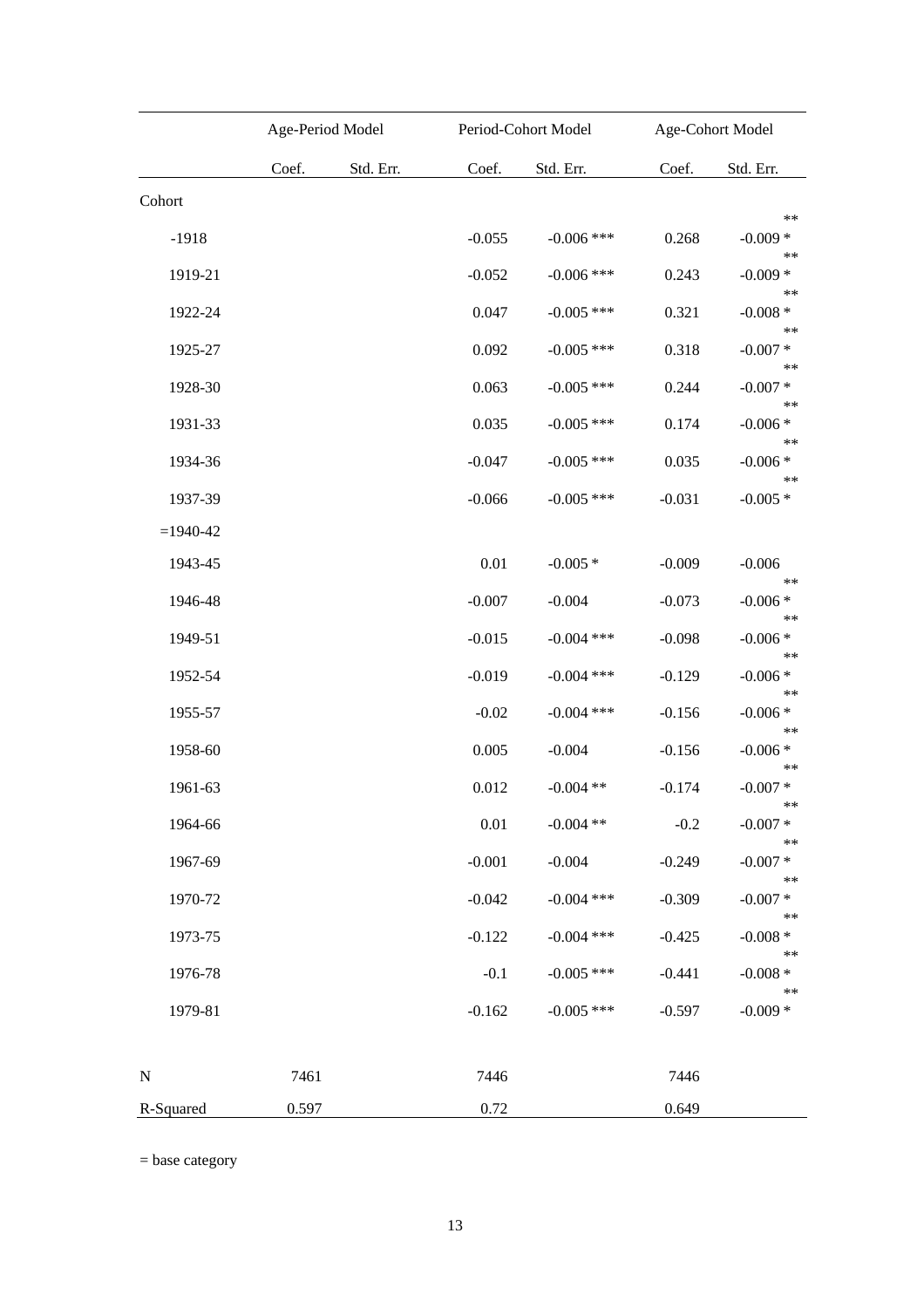| | Age-Period Model | | Period-Cohort Model | | Age-Cohort Model | |
|---|---|---|---|---|---|---|
| | Coef. | Std. Err. | Coef. | Std. Err. | Coef. | Std. Err. |
| Cohort | | | | | | |
| -1918 | | | -0.055 | -0.006 *** | 0.268 | -0.009 *** |
| 1919-21 | | | -0.052 | -0.006 *** | 0.243 | -0.009 *** |
| 1922-24 | | | 0.047 | -0.005 *** | 0.321 | -0.008 *** |
| 1925-27 | | | 0.092 | -0.005 *** | 0.318 | -0.007 *** |
| 1928-30 | | | 0.063 | -0.005 *** | 0.244 | -0.007 *** |
| 1931-33 | | | 0.035 | -0.005 *** | 0.174 | -0.006 *** |
| 1934-36 | | | -0.047 | -0.005 *** | 0.035 | -0.006 *** |
| 1937-39 | | | -0.066 | -0.005 *** | -0.031 | -0.005 *** |
| =1940-42 | | | | | | |
| 1943-45 | | | 0.01 | -0.005 * | -0.009 | -0.006 |
| 1946-48 | | | -0.007 | -0.004 | -0.073 | -0.006 *** |
| 1949-51 | | | -0.015 | -0.004 *** | -0.098 | -0.006 *** |
| 1952-54 | | | -0.019 | -0.004 *** | -0.129 | -0.006 *** |
| 1955-57 | | | -0.02 | -0.004 *** | -0.156 | -0.006 *** |
| 1958-60 | | | 0.005 | -0.004 | -0.156 | -0.006 *** |
| 1961-63 | | | 0.012 | -0.004 ** | -0.174 | -0.007 *** |
| 1964-66 | | | 0.01 | -0.004 ** | -0.2 | -0.007 *** |
| 1967-69 | | | -0.001 | -0.004 | -0.249 | -0.007 *** |
| 1970-72 | | | -0.042 | -0.004 *** | -0.309 | -0.007 *** |
| 1973-75 | | | -0.122 | -0.004 *** | -0.425 | -0.008 *** |
| 1976-78 | | | -0.1 | -0.005 *** | -0.441 | -0.008 *** |
| 1979-81 | | | -0.162 | -0.005 *** | -0.597 | -0.009 *** |
| N | 7461 | | 7446 | | 7446 | |
| R-Squared | 0.597 | | 0.72 | | 0.649 | |

= base category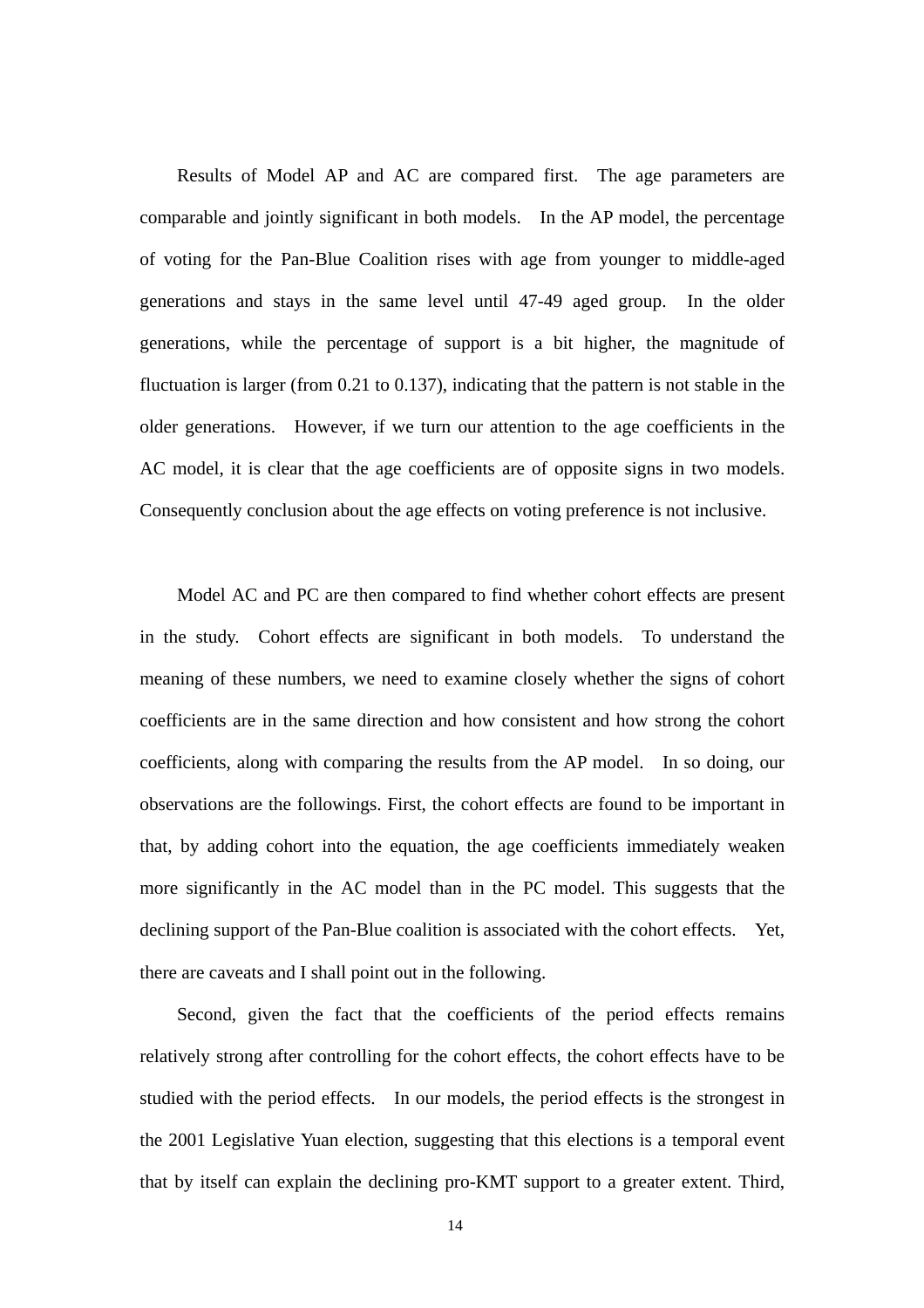Results of Model AP and AC are compared first. The age parameters are comparable and jointly significant in both models. In the AP model, the percentage of voting for the Pan-Blue Coalition rises with age from younger to middle-aged generations and stays in the same level until 47-49 aged group. In the older generations, while the percentage of support is a bit higher, the magnitude of fluctuation is larger (from 0.21 to 0.137), indicating that the pattern is not stable in the older generations. However, if we turn our attention to the age coefficients in the AC model, it is clear that the age coefficients are of opposite signs in two models. Consequently conclusion about the age effects on voting preference is not inclusive.

Model AC and PC are then compared to find whether cohort effects are present in the study. Cohort effects are significant in both models. To understand the meaning of these numbers, we need to examine closely whether the signs of cohort coefficients are in the same direction and how consistent and how strong the cohort coefficients, along with comparing the results from the AP model. In so doing, our observations are the followings. First, the cohort effects are found to be important in that, by adding cohort into the equation, the age coefficients immediately weaken more significantly in the AC model than in the PC model. This suggests that the declining support of the Pan-Blue coalition is associated with the cohort effects. Yet, there are caveats and I shall point out in the following.

Second, given the fact that the coefficients of the period effects remains relatively strong after controlling for the cohort effects, the cohort effects have to be studied with the period effects. In our models, the period effects is the strongest in the 2001 Legislative Yuan election, suggesting that this elections is a temporal event that by itself can explain the declining pro-KMT support to a greater extent. Third,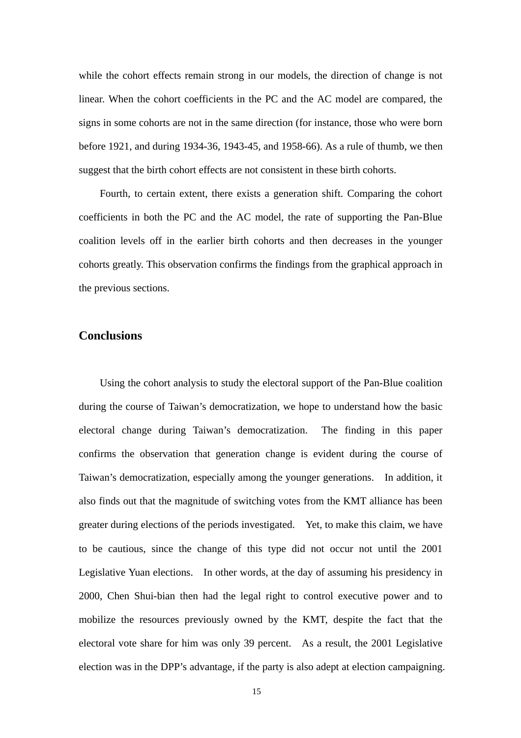while the cohort effects remain strong in our models, the direction of change is not linear. When the cohort coefficients in the PC and the AC model are compared, the signs in some cohorts are not in the same direction (for instance, those who were born before 1921, and during 1934-36, 1943-45, and 1958-66). As a rule of thumb, we then suggest that the birth cohort effects are not consistent in these birth cohorts.

Fourth, to certain extent, there exists a generation shift. Comparing the cohort coefficients in both the PC and the AC model, the rate of supporting the Pan-Blue coalition levels off in the earlier birth cohorts and then decreases in the younger cohorts greatly. This observation confirms the findings from the graphical approach in the previous sections.

## Conclusions

Using the cohort analysis to study the electoral support of the Pan-Blue coalition during the course of Taiwan's democratization, we hope to understand how the basic electoral change during Taiwan's democratization. The finding in this paper confirms the observation that generation change is evident during the course of Taiwan's democratization, especially among the younger generations. In addition, it also finds out that the magnitude of switching votes from the KMT alliance has been greater during elections of the periods investigated. Yet, to make this claim, we have to be cautious, since the change of this type did not occur not until the 2001 Legislative Yuan elections. In other words, at the day of assuming his presidency in 2000, Chen Shui-bian then had the legal right to control executive power and to mobilize the resources previously owned by the KMT, despite the fact that the electoral vote share for him was only 39 percent. As a result, the 2001 Legislative election was in the DPP's advantage, if the party is also adept at election campaigning.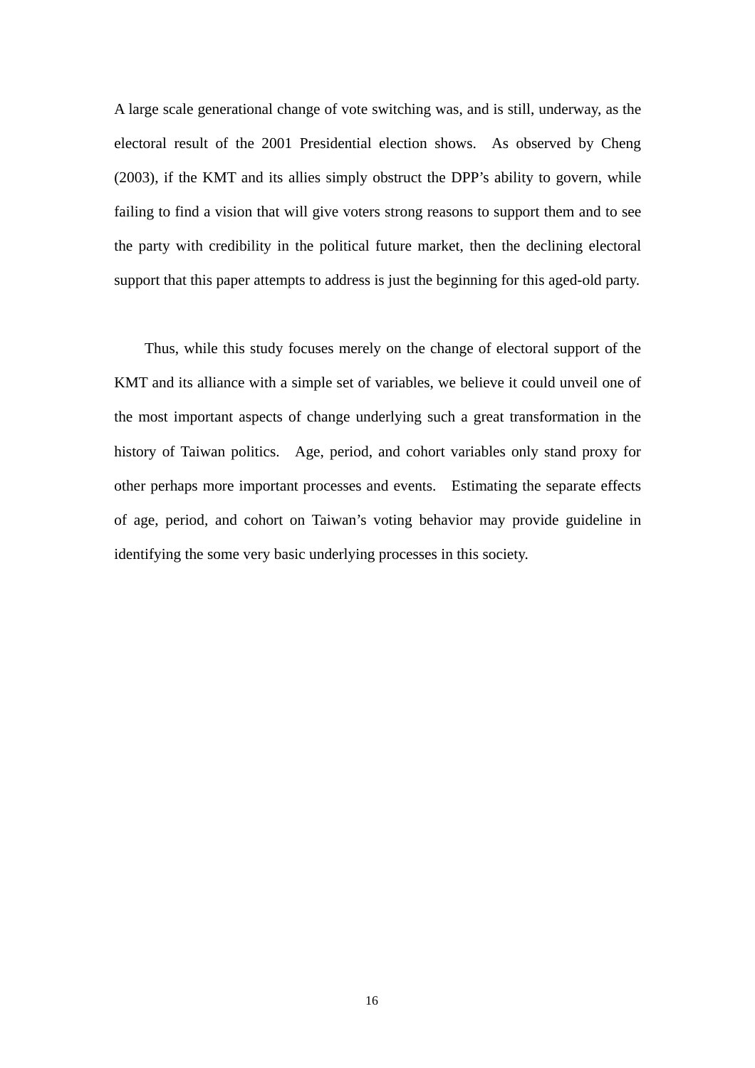A large scale generational change of vote switching was, and is still, underway, as the electoral result of the 2001 Presidential election shows. As observed by Cheng (2003), if the KMT and its allies simply obstruct the DPP's ability to govern, while failing to find a vision that will give voters strong reasons to support them and to see the party with credibility in the political future market, then the declining electoral support that this paper attempts to address is just the beginning for this aged-old party.

Thus, while this study focuses merely on the change of electoral support of the KMT and its alliance with a simple set of variables, we believe it could unveil one of the most important aspects of change underlying such a great transformation in the history of Taiwan politics. Age, period, and cohort variables only stand proxy for other perhaps more important processes and events. Estimating the separate effects of age, period, and cohort on Taiwan's voting behavior may provide guideline in identifying the some very basic underlying processes in this society.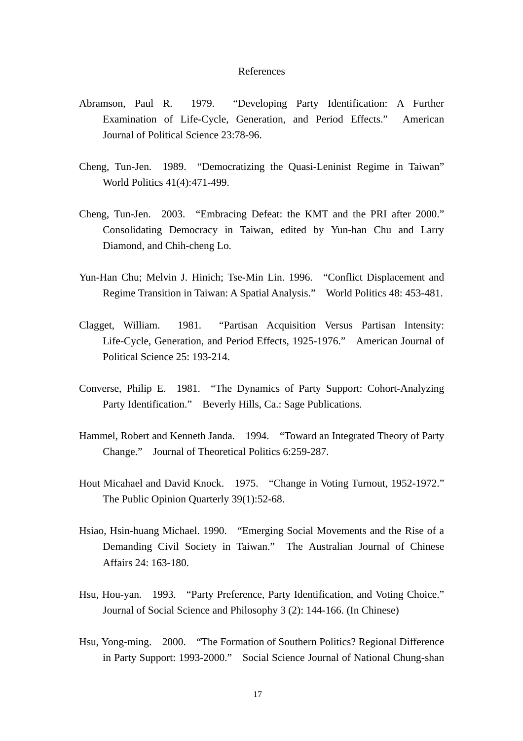References

Abramson, Paul R. 1979. "Developing Party Identification: A Further Examination of Life-Cycle, Generation, and Period Effects." American Journal of Political Science 23:78-96.

Cheng, Tun-Jen. 1989. "Democratizing the Quasi-Leninist Regime in Taiwan" World Politics 41(4):471-499.

Cheng, Tun-Jen. 2003. "Embracing Defeat: the KMT and the PRI after 2000." Consolidating Democracy in Taiwan, edited by Yun-han Chu and Larry Diamond, and Chih-cheng Lo.

Yun-Han Chu; Melvin J. Hinich; Tse-Min Lin. 1996. "Conflict Displacement and Regime Transition in Taiwan: A Spatial Analysis." World Politics 48: 453-481.

Clagget, William. 1981. "Partisan Acquisition Versus Partisan Intensity: Life-Cycle, Generation, and Period Effects, 1925-1976." American Journal of Political Science 25: 193-214.

Converse, Philip E. 1981. "The Dynamics of Party Support: Cohort-Analyzing Party Identification." Beverly Hills, Ca.: Sage Publications.

Hammel, Robert and Kenneth Janda. 1994. "Toward an Integrated Theory of Party Change." Journal of Theoretical Politics 6:259-287.

Hout Micahael and David Knock. 1975. "Change in Voting Turnout, 1952-1972." The Public Opinion Quarterly 39(1):52-68.

Hsiao, Hsin-huang Michael. 1990. "Emerging Social Movements and the Rise of a Demanding Civil Society in Taiwan." The Australian Journal of Chinese Affairs 24: 163-180.

Hsu, Hou-yan. 1993. "Party Preference, Party Identification, and Voting Choice." Journal of Social Science and Philosophy 3 (2): 144-166. (In Chinese)

Hsu, Yong-ming. 2000. "The Formation of Southern Politics? Regional Difference in Party Support: 1993-2000." Social Science Journal of National Chung-shan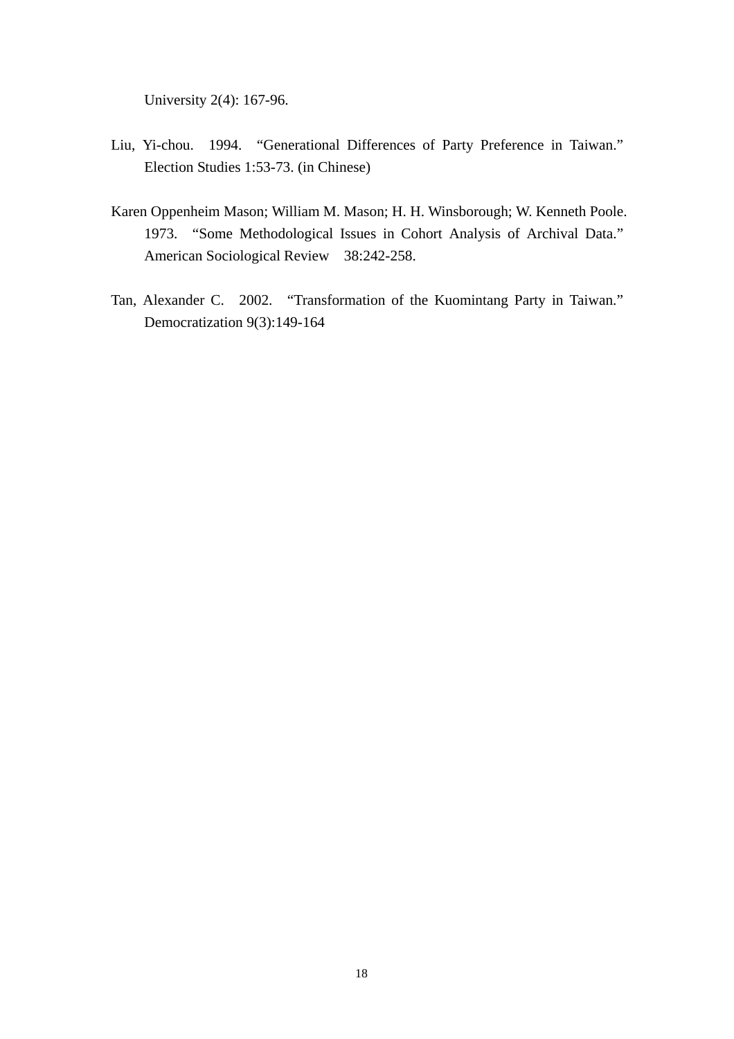University 2(4): 167-96.

Liu, Yi-chou. 1994. "Generational Differences of Party Preference in Taiwan." Election Studies 1:53-73. (in Chinese)

Karen Oppenheim Mason; William M. Mason; H. H. Winsborough; W. Kenneth Poole. 1973. "Some Methodological Issues in Cohort Analysis of Archival Data." American Sociological Review 38:242-258.

Tan, Alexander C. 2002. "Transformation of the Kuomintang Party in Taiwan." Democratization 9(3):149-164